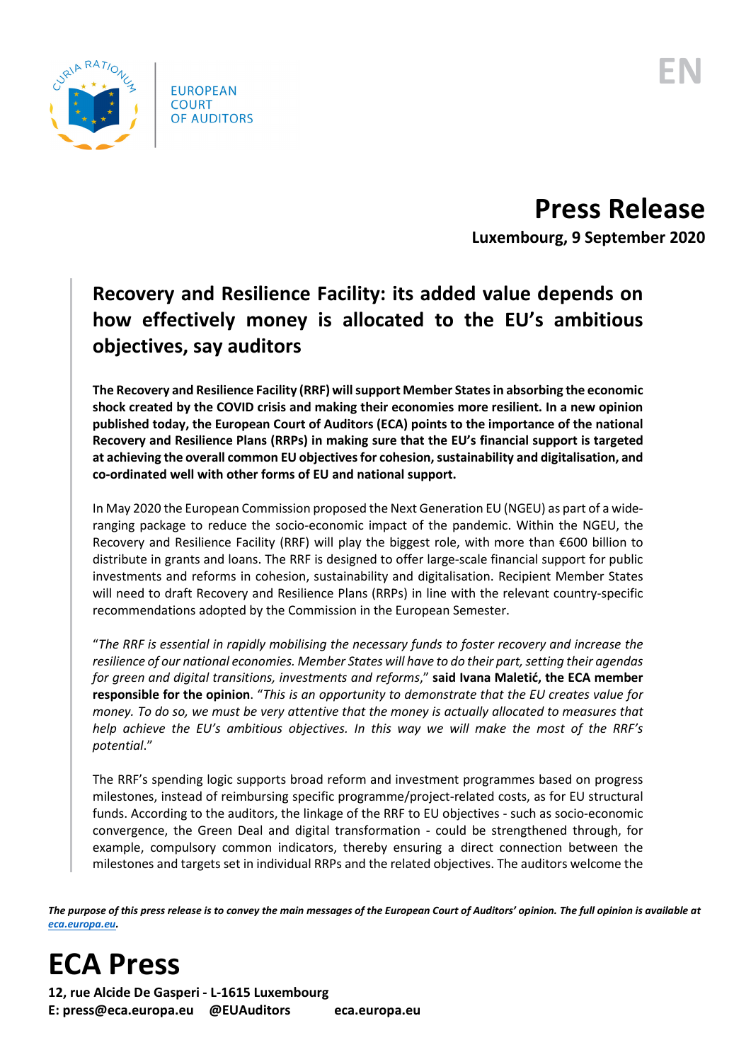EUROPEAN COURT OF AUDITORS

EN

# Press Release

**Luxembourg, 9 September 2020**

## Recovery and Resilience Facility: its added value depends on how effectively money is allocated to the EU's ambitious objectives, say auditors

**The Recovery and Resilience Facility (RRF) will support Member States in absorbing the economic shock created by the COVID crisis and making their economies more resilient. In a new opinion published today, the European Court of Auditors (ECA) points to the importance of the national Recovery and Resilience Plans (RRPs) in making sure that the EU's financial support is targeted at achieving the overall common EU objectives for cohesion, sustainability and digitalisation, and co-ordinated well with other forms of EU and national support.**

In May 2020 the European Commission proposed the Next Generation EU (NGEU) as part of a wide-ranging package to reduce the socio-economic impact of the pandemic. Within the NGEU, the Recovery and Resilience Facility (RRF) will play the biggest role, with more than €600 billion to distribute in grants and loans. The RRF is designed to offer large-scale financial support for public investments and reforms in cohesion, sustainability and digitalisation. Recipient Member States will need to draft Recovery and Resilience Plans (RRPs) in line with the relevant country-specific recommendations adopted by the Commission in the European Semester.

"*The RRF is essential in rapidly mobilising the necessary funds to foster recovery and increase the resilience of our national economies. Member States will have to do their part, setting their agendas for green and digital transitions, investments and reforms*," **said Ivana Maletić, the ECA member responsible for the opinion**. "*This is an opportunity to demonstrate that the EU creates value for money. To do so, we must be very attentive that the money is actually allocated to measures that help achieve the EU's ambitious objectives. In this way we will make the most of the RRF's potential*."

The RRF's spending logic supports broad reform and investment programmes based on progress milestones, instead of reimbursing specific programme/project-related costs, as for EU structural funds. According to the auditors, the linkage of the RRF to EU objectives - such as socio-economic convergence, the Green Deal and digital transformation - could be strengthened through, for example, compulsory common indicators, thereby ensuring a direct connection between the milestones and targets set in individual RRPs and the related objectives. The auditors welcome the

***The purpose of this press release is to convey the main messages of the European Court of Auditors' opinion. The full opinion is available at [eca.europa.eu](eca.europa.eu).***

# ECA Press

**12, rue Alcide De Gasperi - L-1615 Luxembourg**
**E: press@eca.europa.eu @EUAuditors eca.europa.eu**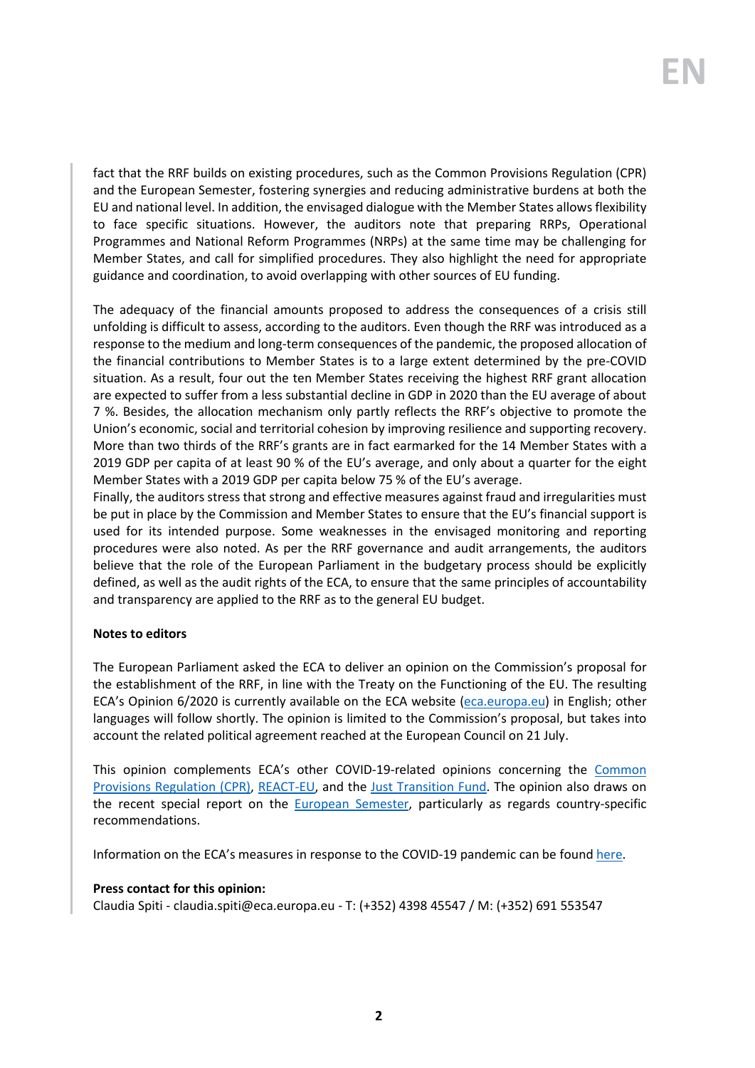fact that the RRF builds on existing procedures, such as the Common Provisions Regulation (CPR) and the European Semester, fostering synergies and reducing administrative burdens at both the EU and national level. In addition, the envisaged dialogue with the Member States allows flexibility to face specific situations. However, the auditors note that preparing RRPs, Operational Programmes and National Reform Programmes (NRPs) at the same time may be challenging for Member States, and call for simplified procedures. They also highlight the need for appropriate guidance and coordination, to avoid overlapping with other sources of EU funding.

The adequacy of the financial amounts proposed to address the consequences of a crisis still unfolding is difficult to assess, according to the auditors. Even though the RRF was introduced as a response to the medium and long-term consequences of the pandemic, the proposed allocation of the financial contributions to Member States is to a large extent determined by the pre-COVID situation. As a result, four out the ten Member States receiving the highest RRF grant allocation are expected to suffer from a less substantial decline in GDP in 2020 than the EU average of about 7 %. Besides, the allocation mechanism only partly reflects the RRF's objective to promote the Union's economic, social and territorial cohesion by improving resilience and supporting recovery. More than two thirds of the RRF's grants are in fact earmarked for the 14 Member States with a 2019 GDP per capita of at least 90 % of the EU's average, and only about a quarter for the eight Member States with a 2019 GDP per capita below 75 % of the EU's average.

Finally, the auditors stress that strong and effective measures against fraud and irregularities must be put in place by the Commission and Member States to ensure that the EU's financial support is used for its intended purpose. Some weaknesses in the envisaged monitoring and reporting procedures were also noted. As per the RRF governance and audit arrangements, the auditors believe that the role of the European Parliament in the budgetary process should be explicitly defined, as well as the audit rights of the ECA, to ensure that the same principles of accountability and transparency are applied to the RRF as to the general EU budget.

**Notes to editors**

The European Parliament asked the ECA to deliver an opinion on the Commission's proposal for the establishment of the RRF, in line with the Treaty on the Functioning of the EU. The resulting ECA's Opinion 6/2020 is currently available on the ECA website (eca.europa.eu) in English; other languages will follow shortly. The opinion is limited to the Commission's proposal, but takes into account the related political agreement reached at the European Council on 21 July.

This opinion complements ECA's other COVID-19-related opinions concerning the Common Provisions Regulation (CPR), REACT-EU, and the Just Transition Fund. The opinion also draws on the recent special report on the European Semester, particularly as regards country-specific recommendations.

Information on the ECA's measures in response to the COVID-19 pandemic can be found here.

**Press contact for this opinion:**
Claudia Spiti - claudia.spiti@eca.europa.eu - T: (+352) 4398 45547 / M: (+352) 691 553547